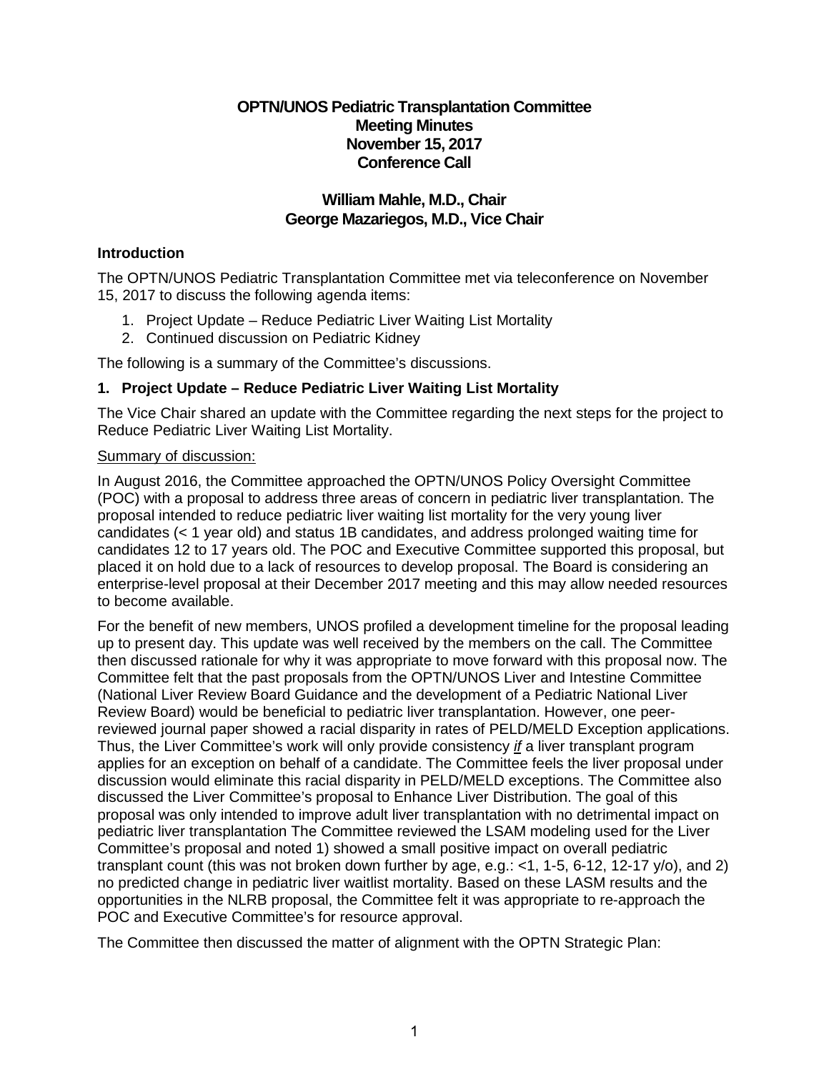# OPTN/UNOS Pediatric Transplantation Committee
## Meeting Minutes
## November 15, 2017
## Conference Call

### William Mahle, M.D., Chair
### George Mazariegos, M.D., Vice Chair

### Introduction

The OPTN/UNOS Pediatric Transplantation Committee met via teleconference on November 15, 2017 to discuss the following agenda items:

1. Project Update – Reduce Pediatric Liver Waiting List Mortality
2. Continued discussion on Pediatric Kidney

The following is a summary of the Committee's discussions.

### 1. Project Update – Reduce Pediatric Liver Waiting List Mortality

The Vice Chair shared an update with the Committee regarding the next steps for the project to Reduce Pediatric Liver Waiting List Mortality.

Summary of discussion:

In August 2016, the Committee approached the OPTN/UNOS Policy Oversight Committee (POC) with a proposal to address three areas of concern in pediatric liver transplantation. The proposal intended to reduce pediatric liver waiting list mortality for the very young liver candidates (< 1 year old) and status 1B candidates, and address prolonged waiting time for candidates 12 to 17 years old. The POC and Executive Committee supported this proposal, but placed it on hold due to a lack of resources to develop proposal. The Board is considering an enterprise-level proposal at their December 2017 meeting and this may allow needed resources to become available.

For the benefit of new members, UNOS profiled a development timeline for the proposal leading up to present day. This update was well received by the members on the call. The Committee then discussed rationale for why it was appropriate to move forward with this proposal now. The Committee felt that the past proposals from the OPTN/UNOS Liver and Intestine Committee (National Liver Review Board Guidance and the development of a Pediatric National Liver Review Board) would be beneficial to pediatric liver transplantation. However, one peer-reviewed journal paper showed a racial disparity in rates of PELD/MELD Exception applications. Thus, the Liver Committee's work will only provide consistency ***if*** a liver transplant program applies for an exception on behalf of a candidate. The Committee feels the liver proposal under discussion would eliminate this racial disparity in PELD/MELD exceptions. The Committee also discussed the Liver Committee's proposal to Enhance Liver Distribution. The goal of this proposal was only intended to improve adult liver transplantation with no detrimental impact on pediatric liver transplantation The Committee reviewed the LSAM modeling used for the Liver Committee's proposal and noted 1) showed a small positive impact on overall pediatric transplant count (this was not broken down further by age, e.g.: <1, 1-5, 6-12, 12-17 y/o), and 2) no predicted change in pediatric liver waitlist mortality. Based on these LASM results and the opportunities in the NLRB proposal, the Committee felt it was appropriate to re-approach the POC and Executive Committee's for resource approval.

The Committee then discussed the matter of alignment with the OPTN Strategic Plan: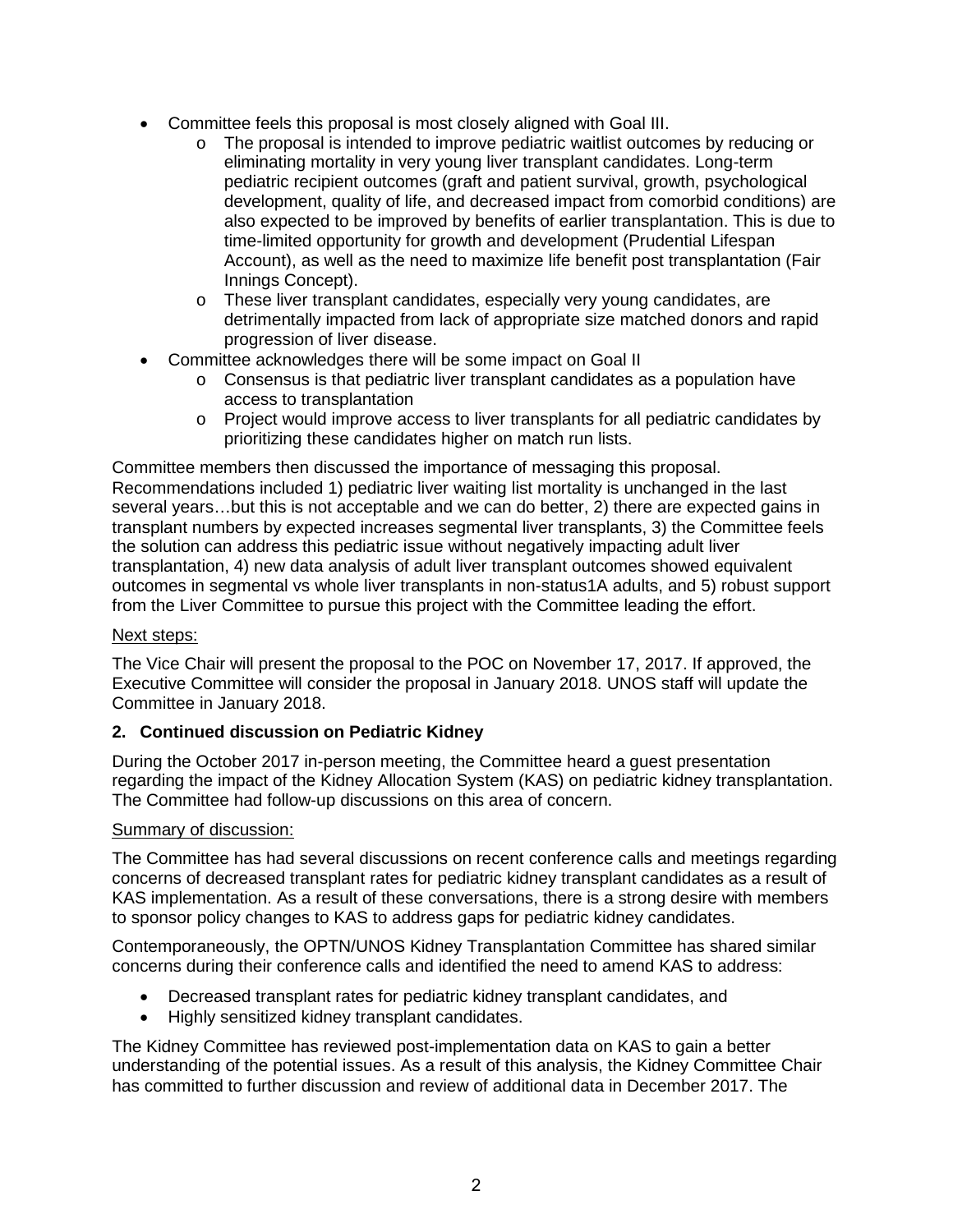- Committee feels this proposal is most closely aligned with Goal III.
  - The proposal is intended to improve pediatric waitlist outcomes by reducing or eliminating mortality in very young liver transplant candidates. Long-term pediatric recipient outcomes (graft and patient survival, growth, psychological development, quality of life, and decreased impact from comorbid conditions) are also expected to be improved by benefits of earlier transplantation. This is due to time-limited opportunity for growth and development (Prudential Lifespan Account), as well as the need to maximize life benefit post transplantation (Fair Innings Concept).
  - These liver transplant candidates, especially very young candidates, are detrimentally impacted from lack of appropriate size matched donors and rapid progression of liver disease.
- Committee acknowledges there will be some impact on Goal II
  - Consensus is that pediatric liver transplant candidates as a population have access to transplantation
  - Project would improve access to liver transplants for all pediatric candidates by prioritizing these candidates higher on match run lists.

Committee members then discussed the importance of messaging this proposal. Recommendations included 1) pediatric liver waiting list mortality is unchanged in the last several years…but this is not acceptable and we can do better, 2) there are expected gains in transplant numbers by expected increases segmental liver transplants, 3) the Committee feels the solution can address this pediatric issue without negatively impacting adult liver transplantation, 4) new data analysis of adult liver transplant outcomes showed equivalent outcomes in segmental vs whole liver transplants in non-status1A adults, and 5) robust support from the Liver Committee to pursue this project with the Committee leading the effort.

Next steps:

The Vice Chair will present the proposal to the POC on November 17, 2017. If approved, the Executive Committee will consider the proposal in January 2018. UNOS staff will update the Committee in January 2018.

**2. Continued discussion on Pediatric Kidney**

During the October 2017 in-person meeting, the Committee heard a guest presentation regarding the impact of the Kidney Allocation System (KAS) on pediatric kidney transplantation. The Committee had follow-up discussions on this area of concern.

Summary of discussion:

The Committee has had several discussions on recent conference calls and meetings regarding concerns of decreased transplant rates for pediatric kidney transplant candidates as a result of KAS implementation. As a result of these conversations, there is a strong desire with members to sponsor policy changes to KAS to address gaps for pediatric kidney candidates.

Contemporaneously, the OPTN/UNOS Kidney Transplantation Committee has shared similar concerns during their conference calls and identified the need to amend KAS to address:

- Decreased transplant rates for pediatric kidney transplant candidates, and
- Highly sensitized kidney transplant candidates.

The Kidney Committee has reviewed post-implementation data on KAS to gain a better understanding of the potential issues. As a result of this analysis, the Kidney Committee Chair has committed to further discussion and review of additional data in December 2017. The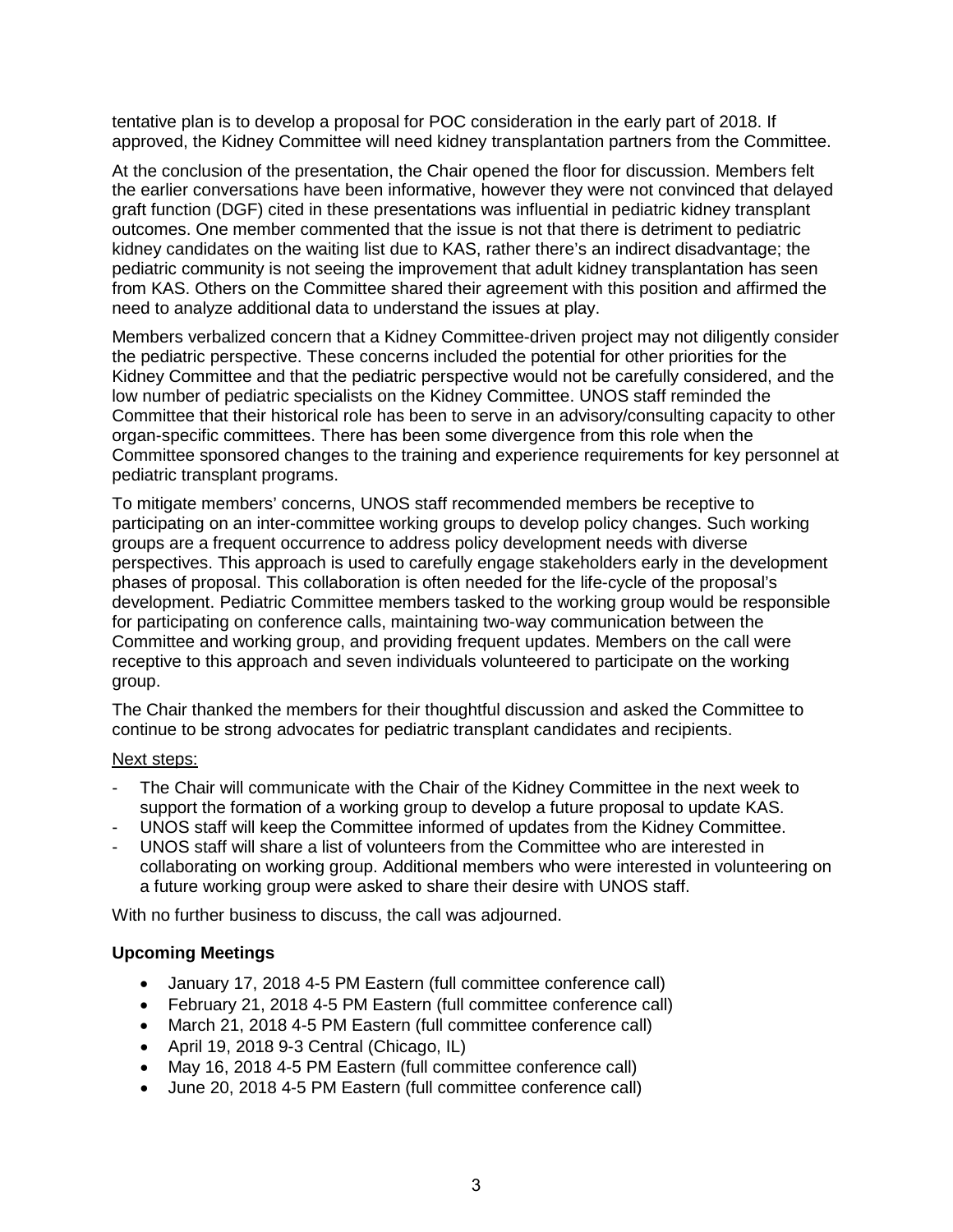tentative plan is to develop a proposal for POC consideration in the early part of 2018. If approved, the Kidney Committee will need kidney transplantation partners from the Committee.

At the conclusion of the presentation, the Chair opened the floor for discussion. Members felt the earlier conversations have been informative, however they were not convinced that delayed graft function (DGF) cited in these presentations was influential in pediatric kidney transplant outcomes. One member commented that the issue is not that there is detriment to pediatric kidney candidates on the waiting list due to KAS, rather there's an indirect disadvantage; the pediatric community is not seeing the improvement that adult kidney transplantation has seen from KAS. Others on the Committee shared their agreement with this position and affirmed the need to analyze additional data to understand the issues at play.

Members verbalized concern that a Kidney Committee-driven project may not diligently consider the pediatric perspective. These concerns included the potential for other priorities for the Kidney Committee and that the pediatric perspective would not be carefully considered, and the low number of pediatric specialists on the Kidney Committee. UNOS staff reminded the Committee that their historical role has been to serve in an advisory/consulting capacity to other organ-specific committees. There has been some divergence from this role when the Committee sponsored changes to the training and experience requirements for key personnel at pediatric transplant programs.

To mitigate members' concerns, UNOS staff recommended members be receptive to participating on an inter-committee working groups to develop policy changes. Such working groups are a frequent occurrence to address policy development needs with diverse perspectives. This approach is used to carefully engage stakeholders early in the development phases of proposal. This collaboration is often needed for the life-cycle of the proposal's development. Pediatric Committee members tasked to the working group would be responsible for participating on conference calls, maintaining two-way communication between the Committee and working group, and providing frequent updates. Members on the call were receptive to this approach and seven individuals volunteered to participate on the working group.

The Chair thanked the members for their thoughtful discussion and asked the Committee to continue to be strong advocates for pediatric transplant candidates and recipients.

Next steps:

- The Chair will communicate with the Chair of the Kidney Committee in the next week to support the formation of a working group to develop a future proposal to update KAS.
- UNOS staff will keep the Committee informed of updates from the Kidney Committee.
- UNOS staff will share a list of volunteers from the Committee who are interested in collaborating on working group. Additional members who were interested in volunteering on a future working group were asked to share their desire with UNOS staff.

With no further business to discuss, the call was adjourned.

**Upcoming Meetings**

- January 17, 2018 4-5 PM Eastern (full committee conference call)
- February 21, 2018 4-5 PM Eastern (full committee conference call)
- March 21, 2018 4-5 PM Eastern (full committee conference call)
- April 19, 2018 9-3 Central (Chicago, IL)
- May 16, 2018 4-5 PM Eastern (full committee conference call)
- June 20, 2018 4-5 PM Eastern (full committee conference call)